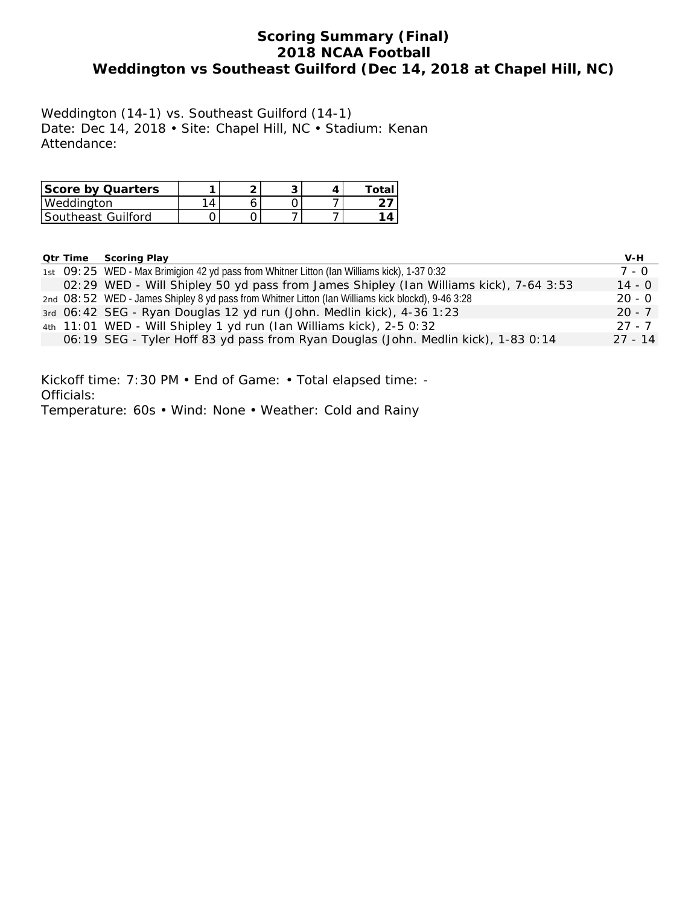# Scoring Summary (Final)
## 2018 NCAA Football
## Weddington vs Southeast Guilford (Dec 14, 2018 at Chapel Hill, NC)

Weddington (14-1) vs. Southeast Guilford (14-1)
Date: Dec 14, 2018 • Site: Chapel Hill, NC • Stadium: Kenan
Attendance:

| Score by Quarters | 1 | 2 | 3 | 4 | Total |
|---|---|---|---|---|---|
| Weddington | 14 | 6 | 0 | 7 | **27** |
| Southeast Guilford | 0 | 0 | 7 | 7 | **14** |

| Qtr | Time | Scoring Play | V-H |
|---|---|---|---|
| 1st | 09:25 | WED - Max Brimigion 42 yd pass from Whitner Litton (Ian Williams kick), 1-37 0:32 | 7 - 0 |
| | 02:29 | WED - Will Shipley 50 yd pass from James Shipley (Ian Williams kick), 7-64 3:53 | 14 - 0 |
| 2nd | 08:52 | WED - James Shipley 8 yd pass from Whitner Litton (Ian Williams kick blockd), 9-46 3:28 | 20 - 0 |
| 3rd | 06:42 | SEG - Ryan Douglas 12 yd run (John. Medlin kick), 4-36 1:23 | 20 - 7 |
| 4th | 11:01 | WED - Will Shipley 1 yd run (Ian Williams kick), 2-5 0:32 | 27 - 7 |
| | 06:19 | SEG - Tyler Hoff 83 yd pass from Ryan Douglas (John. Medlin kick), 1-83 0:14 | 27 - 14 |

Kickoff time: 7:30 PM • End of Game: • Total elapsed time: -
Officials:
Temperature: 60s • Wind: None • Weather: Cold and Rainy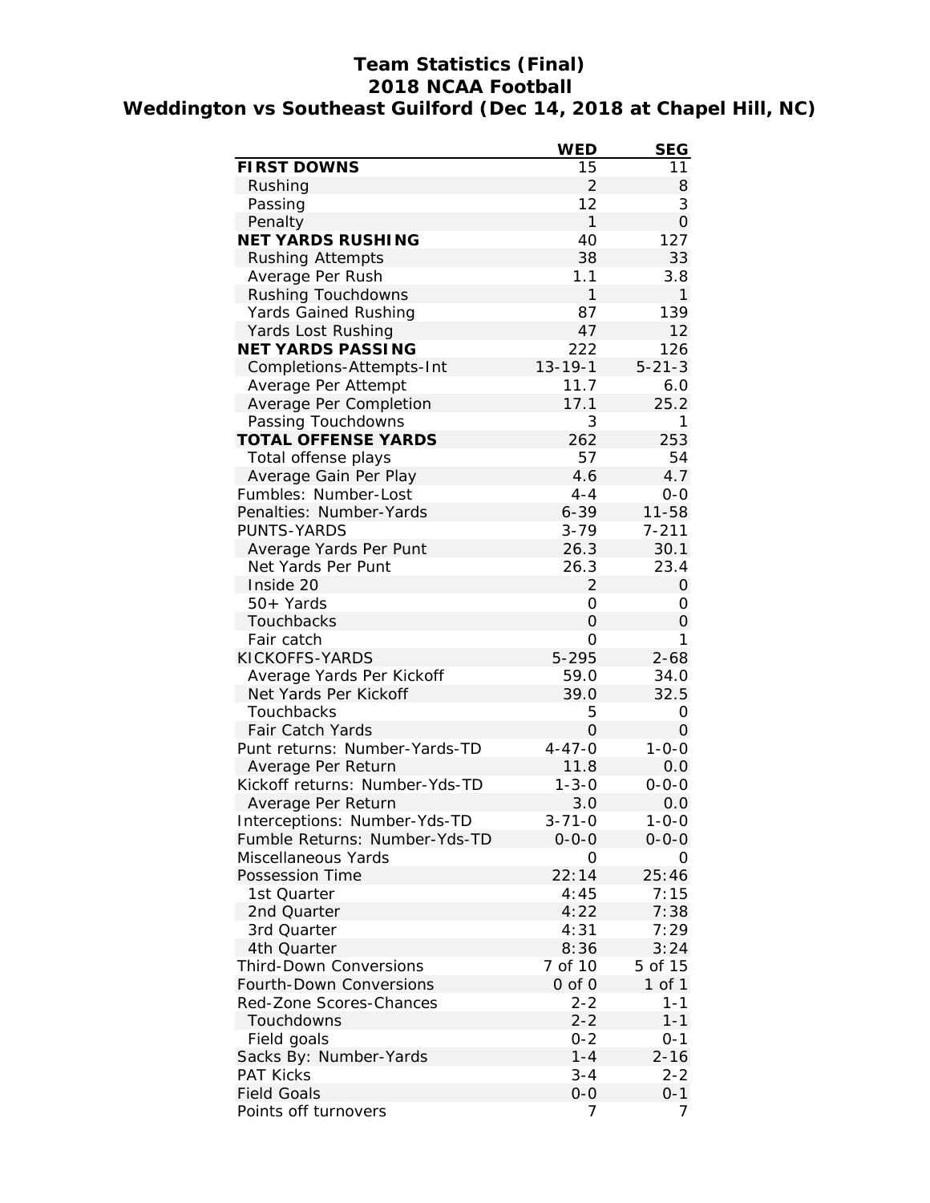# Team Statistics (Final)
## 2018 NCAA Football
## Weddington vs Southeast Guilford (Dec 14, 2018 at Chapel Hill, NC)

| | WED | SEG |
|---|---|---|
| **FIRST DOWNS** | 15 | 11 |
| Rushing | 2 | 8 |
| Passing | 12 | 3 |
| Penalty | 1 | 0 |
| **NET YARDS RUSHING** | 40 | 127 |
| Rushing Attempts | 38 | 33 |
| Average Per Rush | 1.1 | 3.8 |
| Rushing Touchdowns | 1 | 1 |
| Yards Gained Rushing | 87 | 139 |
| Yards Lost Rushing | 47 | 12 |
| **NET YARDS PASSING** | 222 | 126 |
| Completions-Attempts-Int | 13-19-1 | 5-21-3 |
| Average Per Attempt | 11.7 | 6.0 |
| Average Per Completion | 17.1 | 25.2 |
| Passing Touchdowns | 3 | 1 |
| **TOTAL OFFENSE YARDS** | 262 | 253 |
| Total offense plays | 57 | 54 |
| Average Gain Per Play | 4.6 | 4.7 |
| Fumbles: Number-Lost | 4-4 | 0-0 |
| Penalties: Number-Yards | 6-39 | 11-58 |
| PUNTS-YARDS | 3-79 | 7-211 |
| Average Yards Per Punt | 26.3 | 30.1 |
| Net Yards Per Punt | 26.3 | 23.4 |
| Inside 20 | 2 | 0 |
| 50+ Yards | 0 | 0 |
| Touchbacks | 0 | 0 |
| Fair catch | 0 | 1 |
| KICKOFFS-YARDS | 5-295 | 2-68 |
| Average Yards Per Kickoff | 59.0 | 34.0 |
| Net Yards Per Kickoff | 39.0 | 32.5 |
| Touchbacks | 5 | 0 |
| Fair Catch Yards | 0 | 0 |
| Punt returns: Number-Yards-TD | 4-47-0 | 1-0-0 |
| Average Per Return | 11.8 | 0.0 |
| Kickoff returns: Number-Yds-TD | 1-3-0 | 0-0-0 |
| Average Per Return | 3.0 | 0.0 |
| Interceptions: Number-Yds-TD | 3-71-0 | 1-0-0 |
| Fumble Returns: Number-Yds-TD | 0-0-0 | 0-0-0 |
| Miscellaneous Yards | 0 | 0 |
| Possession Time | 22:14 | 25:46 |
| 1st Quarter | 4:45 | 7:15 |
| 2nd Quarter | 4:22 | 7:38 |
| 3rd Quarter | 4:31 | 7:29 |
| 4th Quarter | 8:36 | 3:24 |
| Third-Down Conversions | 7 of 10 | 5 of 15 |
| Fourth-Down Conversions | 0 of 0 | 1 of 1 |
| Red-Zone Scores-Chances | 2-2 | 1-1 |
| Touchdowns | 2-2 | 1-1 |
| Field goals | 0-2 | 0-1 |
| Sacks By: Number-Yards | 1-4 | 2-16 |
| PAT Kicks | 3-4 | 2-2 |
| Field Goals | 0-0 | 0-1 |
| Points off turnovers | 7 | 7 |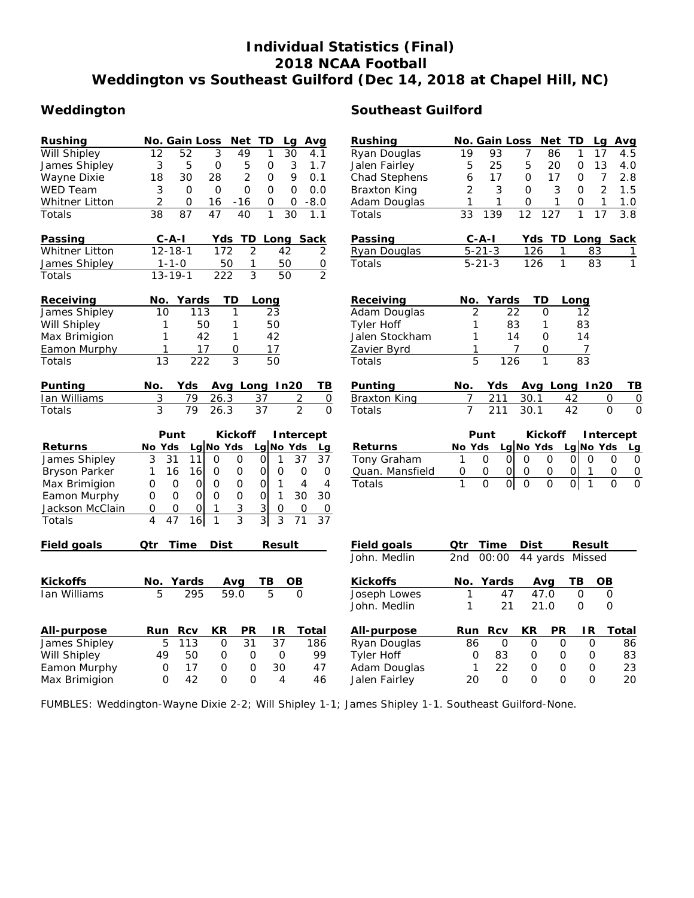# Individual Statistics (Final)
## 2018 NCAA Football
## Weddington vs Southeast Guilford (Dec 14, 2018 at Chapel Hill, NC)

## Weddington

| Rushing | No. | Gain | Loss | Net | TD | Lg | Avg |
|---|---|---|---|---|---|---|---|
| Will Shipley | 12 | 52 | 3 | 49 | 1 | 30 | 4.1 |
| James Shipley | 3 | 5 | 0 | 5 | 0 | 3 | 1.7 |
| Wayne Dixie | 18 | 30 | 28 | 2 | 0 | 9 | 0.1 |
| WED Team | 3 | 0 | 0 | 0 | 0 | 0 | 0.0 |
| Whitner Litton | 2 | 0 | 16 | -16 | 0 | 0 | -8.0 |
| Totals | 38 | 87 | 47 | 40 | 1 | 30 | 1.1 |

| Passing | C-A-I | Yds | TD | Long | Sack |
|---|---|---|---|---|---|
| Whitner Litton | 12-18-1 | 172 | 2 | 42 | 2 |
| James Shipley | 1-1-0 | 50 | 1 | 50 | 0 |
| Totals | 13-19-1 | 222 | 3 | 50 | 2 |

| Receiving | No. | Yards | TD | Long |
|---|---|---|---|---|
| James Shipley | 10 | 113 | 1 | 23 |
| Will Shipley | 1 | 50 | 1 | 50 |
| Max Brimigion | 1 | 42 | 1 | 42 |
| Eamon Murphy | 1 | 17 | 0 | 17 |
| Totals | 13 | 222 | 3 | 50 |

| Punting | No. | Yds | Avg | Long | In20 | TB |
|---|---|---|---|---|---|---|
| Ian Williams | 3 | 79 | 26.3 | 37 | 2 | 0 |
| Totals | 3 | 79 | 26.3 | 37 | 2 | 0 |

| | Punt | | | Kickoff | | | Intercept | | |
|---|---|---|---|---|---|---|---|---|---|
| Returns | No | Yds | Lg | No | Yds | Lg | No | Yds | Lg |
| James Shipley | 3 | 31 | 11 | 0 | 0 | 0 | 1 | 37 | 37 |
| Bryson Parker | 1 | 16 | 16 | 0 | 0 | 0 | 0 | 0 | 0 |
| Max Brimigion | 0 | 0 | 0 | 0 | 0 | 0 | 1 | 4 | 4 |
| Eamon Murphy | 0 | 0 | 0 | 0 | 0 | 0 | 1 | 30 | 30 |
| Jackson McClain | 0 | 0 | 0 | 1 | 3 | 3 | 0 | 0 | 0 |
| Totals | 4 | 47 | 16 | 1 | 3 | 3 | 3 | 71 | 37 |

| Field goals | Qtr | Time | Dist | Result |
|---|---|---|---|---|

| Kickoffs | No. | Yards | Avg | TB | OB |
|---|---|---|---|---|---|
| Ian Williams | 5 | 295 | 59.0 | 5 | 0 |

| All-purpose | Run | Rcv | KR | PR | IR | Total |
|---|---|---|---|---|---|---|
| James Shipley | 5 | 113 | 0 | 31 | 37 | 186 |
| Will Shipley | 49 | 50 | 0 | 0 | 0 | 99 |
| Eamon Murphy | 0 | 17 | 0 | 0 | 30 | 47 |
| Max Brimigion | 0 | 42 | 0 | 0 | 4 | 46 |

## Southeast Guilford

| Rushing | No. | Gain | Loss | Net | TD | Lg | Avg |
|---|---|---|---|---|---|---|---|
| Ryan Douglas | 19 | 93 | 7 | 86 | 1 | 17 | 4.5 |
| Jalen Fairley | 5 | 25 | 5 | 20 | 0 | 13 | 4.0 |
| Chad Stephens | 6 | 17 | 0 | 17 | 0 | 7 | 2.8 |
| Braxton King | 2 | 3 | 0 | 3 | 0 | 2 | 1.5 |
| Adam Douglas | 1 | 1 | 0 | 1 | 0 | 1 | 1.0 |
| Totals | 33 | 139 | 12 | 127 | 1 | 17 | 3.8 |

| Passing | C-A-I | Yds | TD | Long | Sack |
|---|---|---|---|---|---|
| Ryan Douglas | 5-21-3 | 126 | 1 | 83 | 1 |
| Totals | 5-21-3 | 126 | 1 | 83 | 1 |

| Receiving | No. | Yards | TD | Long |
|---|---|---|---|---|
| Adam Douglas | 2 | 22 | 0 | 12 |
| Tyler Hoff | 1 | 83 | 1 | 83 |
| Jalen Stockham | 1 | 14 | 0 | 14 |
| Zavier Byrd | 1 | 7 | 0 | 7 |
| Totals | 5 | 126 | 1 | 83 |

| Punting | No. | Yds | Avg | Long | In20 | TB |
|---|---|---|---|---|---|---|
| Braxton King | 7 | 211 | 30.1 | 42 | 0 | 0 |
| Totals | 7 | 211 | 30.1 | 42 | 0 | 0 |

| | Punt | | | Kickoff | | | Intercept | | |
|---|---|---|---|---|---|---|---|---|---|
| Returns | No | Yds | Lg | No | Yds | Lg | No | Yds | Lg |
| Tony Graham | 1 | 0 | 0 | 0 | 0 | 0 | 0 | 0 | 0 |
| Quan. Mansfield | 0 | 0 | 0 | 0 | 0 | 0 | 1 | 0 | 0 |
| Totals | 1 | 0 | 0 | 0 | 0 | 0 | 1 | 0 | 0 |

| Field goals | Qtr | Time | Dist | Result |
|---|---|---|---|---|
| John. Medlin | 2nd | 00:00 | 44 yards | Missed |

| Kickoffs | No. | Yards | Avg | TB | OB |
|---|---|---|---|---|---|
| Joseph Lowes | 1 | 47 | 47.0 | 0 | 0 |
| John. Medlin | 1 | 21 | 21.0 | 0 | 0 |

| All-purpose | Run | Rcv | KR | PR | IR | Total |
|---|---|---|---|---|---|---|
| Ryan Douglas | 86 | 0 | 0 | 0 | 0 | 86 |
| Tyler Hoff | 0 | 83 | 0 | 0 | 0 | 83 |
| Adam Douglas | 1 | 22 | 0 | 0 | 0 | 23 |
| Jalen Fairley | 20 | 0 | 0 | 0 | 0 | 20 |

FUMBLES: Weddington-Wayne Dixie 2-2; Will Shipley 1-1; James Shipley 1-1. Southeast Guilford-None.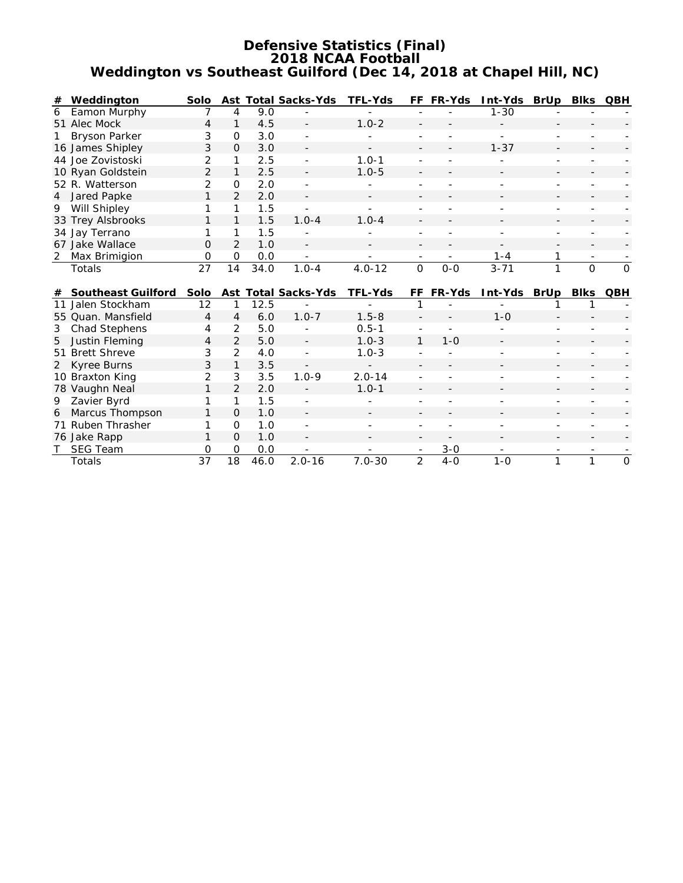# Defensive Statistics (Final)
## 2018 NCAA Football
## Weddington vs Southeast Guilford (Dec 14, 2018 at Chapel Hill, NC)

| # | Weddington | Solo | Ast | Total | Sacks-Yds | TFL-Yds | FF | FR-Yds | Int-Yds | BrUp | Blks | QBH |
|---|---|---|---|---|---|---|---|---|---|---|---|---|
| 6 | Eamon Murphy | 7 | 4 | 9.0 | - | - | - | - | 1-30 | - | - | - |
| 51 | Alec Mock | 4 | 1 | 4.5 | - | 1.0-2 | - | - | - | - | - | - |
| 1 | Bryson Parker | 3 | 0 | 3.0 | - | - | - | - | - | - | - | - |
| 16 | James Shipley | 3 | 0 | 3.0 | - | - | - | - | 1-37 | - | - | - |
| 44 | Joe Zovistoski | 2 | 1 | 2.5 | - | 1.0-1 | - | - | - | - | - | - |
| 10 | Ryan Goldstein | 2 | 1 | 2.5 | - | 1.0-5 | - | - | - | - | - | - |
| 52 | R. Watterson | 2 | 0 | 2.0 | - | - | - | - | - | - | - | - |
| 4 | Jared Papke | 1 | 2 | 2.0 | - | - | - | - | - | - | - | - |
| 9 | Will Shipley | 1 | 1 | 1.5 | - | - | - | - | - | - | - | - |
| 33 | Trey Alsbrooks | 1 | 1 | 1.5 | 1.0-4 | 1.0-4 | - | - | - | - | - | - |
| 34 | Jay Terrano | 1 | 1 | 1.5 | - | - | - | - | - | - | - | - |
| 67 | Jake Wallace | 0 | 2 | 1.0 | - | - | - | - | - | - | - | - |
| 2 | Max Brimigion | 0 | 0 | 0.0 | - | - | - | - | 1-4 | 1 | - | - |
| | Totals | 27 | 14 | 34.0 | 1.0-4 | 4.0-12 | 0 | 0-0 | 3-71 | 1 | 0 | 0 |

| # | Southeast Guilford | Solo | Ast | Total | Sacks-Yds | TFL-Yds | FF | FR-Yds | Int-Yds | BrUp | Blks | QBH |
|---|---|---|---|---|---|---|---|---|---|---|---|---|
| 11 | Jalen Stockham | 12 | 1 | 12.5 | - | - | 1 | - | - | 1 | 1 | - |
| 55 | Quan. Mansfield | 4 | 4 | 6.0 | 1.0-7 | 1.5-8 | - | - | 1-0 | - | - | - |
| 3 | Chad Stephens | 4 | 2 | 5.0 | - | 0.5-1 | - | - | - | - | - | - |
| 5 | Justin Fleming | 4 | 2 | 5.0 | - | 1.0-3 | 1 | 1-0 | - | - | - | - |
| 51 | Brett Shreve | 3 | 2 | 4.0 | - | 1.0-3 | - | - | - | - | - | - |
| 2 | Kyree Burns | 3 | 1 | 3.5 | - | - | - | - | - | - | - | - |
| 10 | Braxton King | 2 | 3 | 3.5 | 1.0-9 | 2.0-14 | - | - | - | - | - | - |
| 78 | Vaughn Neal | 1 | 2 | 2.0 | - | 1.0-1 | - | - | - | - | - | - |
| 9 | Zavier Byrd | 1 | 1 | 1.5 | - | - | - | - | - | - | - | - |
| 6 | Marcus Thompson | 1 | 0 | 1.0 | - | - | - | - | - | - | - | - |
| 71 | Ruben Thrasher | 1 | 0 | 1.0 | - | - | - | - | - | - | - | - |
| 76 | Jake Rapp | 1 | 0 | 1.0 | - | - | - | - | - | - | - | - |
| T | SEG Team | 0 | 0 | 0.0 | - | - | - | 3-0 | - | - | - | - |
| | Totals | 37 | 18 | 46.0 | 2.0-16 | 7.0-30 | 2 | 4-0 | 1-0 | 1 | 1 | 0 |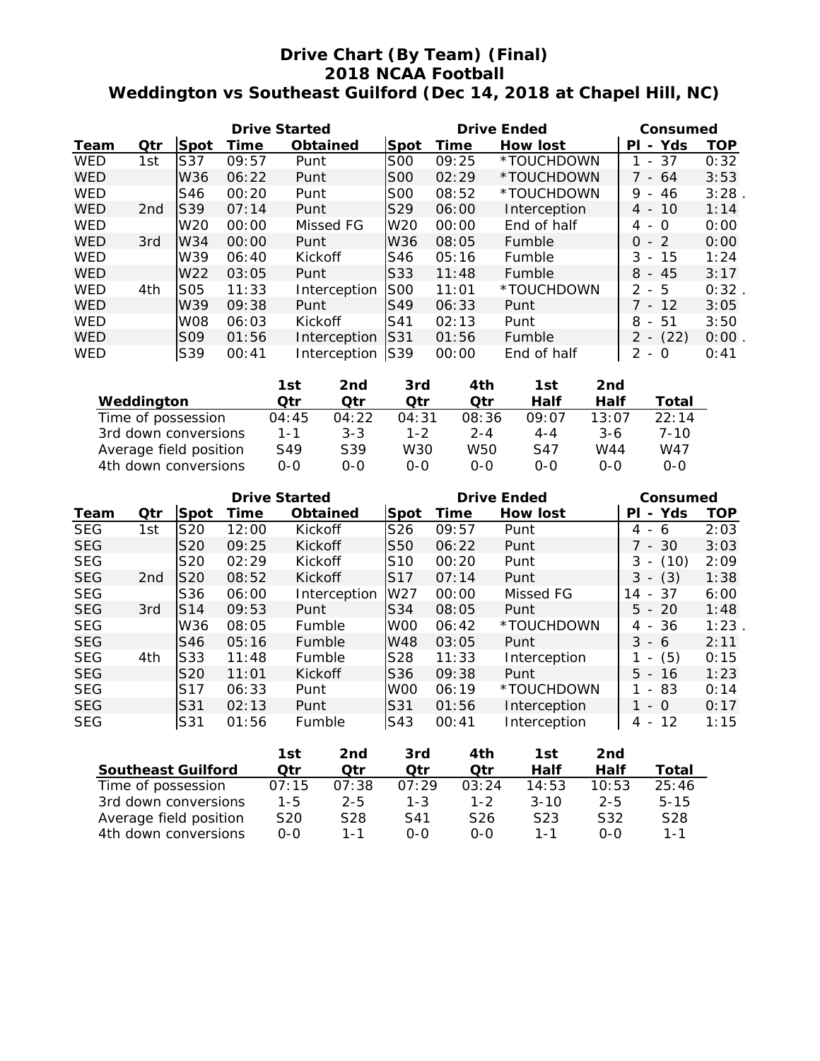# Drive Chart (By Team) (Final)
## 2018 NCAA Football
## Weddington vs Southeast Guilford (Dec 14, 2018 at Chapel Hill, NC)

| | | Drive Started | | | Drive Ended | | | Consumed | |
|---|---|---|---|---|---|---|---|---|---|
| Team | Qtr | Spot | Time | Obtained | Spot | Time | How lost | Pl - Yds | TOP |
| WED | 1st | S37 | 09:57 | Punt | S00 | 09:25 | *TOUCHDOWN | 1 - 37 | 0:32 |
| WED | | W36 | 06:22 | Punt | S00 | 02:29 | *TOUCHDOWN | 7 - 64 | 3:53 |
| WED | | S46 | 00:20 | Punt | S00 | 08:52 | *TOUCHDOWN | 9 - 46 | 3:28 . |
| WED | 2nd | S39 | 07:14 | Punt | S29 | 06:00 | Interception | 4 - 10 | 1:14 |
| WED | | W20 | 00:00 | Missed FG | W20 | 00:00 | End of half | 4 - 0 | 0:00 |
| WED | 3rd | W34 | 00:00 | Punt | W36 | 08:05 | Fumble | 0 - 2 | 0:00 |
| WED | | W39 | 06:40 | Kickoff | S46 | 05:16 | Fumble | 3 - 15 | 1:24 |
| WED | | W22 | 03:05 | Punt | S33 | 11:48 | Fumble | 8 - 45 | 3:17 |
| WED | 4th | S05 | 11:33 | Interception | S00 | 11:01 | *TOUCHDOWN | 2 - 5 | 0:32 . |
| WED | | W39 | 09:38 | Punt | S49 | 06:33 | Punt | 7 - 12 | 3:05 |
| WED | | W08 | 06:03 | Kickoff | S41 | 02:13 | Punt | 8 - 51 | 3:50 |
| WED | | S09 | 01:56 | Interception | S31 | 01:56 | Fumble | 2 - (22) | 0:00 . |
| WED | | S39 | 00:41 | Interception | S39 | 00:00 | End of half | 2 - 0 | 0:41 |

| Weddington | 1st Qtr | 2nd Qtr | 3rd Qtr | 4th Qtr | 1st Half | 2nd Half | Total |
|---|---|---|---|---|---|---|---|
| Time of possession | 04:45 | 04:22 | 04:31 | 08:36 | 09:07 | 13:07 | 22:14 |
| 3rd down conversions | 1-1 | 3-3 | 1-2 | 2-4 | 4-4 | 3-6 | 7-10 |
| Average field position | S49 | S39 | W30 | W50 | S47 | W44 | W47 |
| 4th down conversions | 0-0 | 0-0 | 0-0 | 0-0 | 0-0 | 0-0 | 0-0 |

| | | Drive Started | | | Drive Ended | | | Consumed | |
|---|---|---|---|---|---|---|---|---|---|
| Team | Qtr | Spot | Time | Obtained | Spot | Time | How lost | Pl - Yds | TOP |
| SEG | 1st | S20 | 12:00 | Kickoff | S26 | 09:57 | Punt | 4 - 6 | 2:03 |
| SEG | | S20 | 09:25 | Kickoff | S50 | 06:22 | Punt | 7 - 30 | 3:03 |
| SEG | | S20 | 02:29 | Kickoff | S10 | 00:20 | Punt | 3 - (10) | 2:09 |
| SEG | 2nd | S20 | 08:52 | Kickoff | S17 | 07:14 | Punt | 3 - (3) | 1:38 |
| SEG | | S36 | 06:00 | Interception | W27 | 00:00 | Missed FG | 14 - 37 | 6:00 |
| SEG | 3rd | S14 | 09:53 | Punt | S34 | 08:05 | Punt | 5 - 20 | 1:48 |
| SEG | | W36 | 08:05 | Fumble | W00 | 06:42 | *TOUCHDOWN | 4 - 36 | 1:23 . |
| SEG | | S46 | 05:16 | Fumble | W48 | 03:05 | Punt | 3 - 6 | 2:11 |
| SEG | 4th | S33 | 11:48 | Fumble | S28 | 11:33 | Interception | 1 - (5) | 0:15 |
| SEG | | S20 | 11:01 | Kickoff | S36 | 09:38 | Punt | 5 - 16 | 1:23 |
| SEG | | S17 | 06:33 | Punt | W00 | 06:19 | *TOUCHDOWN | 1 - 83 | 0:14 |
| SEG | | S31 | 02:13 | Punt | S31 | 01:56 | Interception | 1 - 0 | 0:17 |
| SEG | | S31 | 01:56 | Fumble | S43 | 00:41 | Interception | 4 - 12 | 1:15 |

| Southeast Guilford | 1st Qtr | 2nd Qtr | 3rd Qtr | 4th Qtr | 1st Half | 2nd Half | Total |
|---|---|---|---|---|---|---|---|
| Time of possession | 07:15 | 07:38 | 07:29 | 03:24 | 14:53 | 10:53 | 25:46 |
| 3rd down conversions | 1-5 | 2-5 | 1-3 | 1-2 | 3-10 | 2-5 | 5-15 |
| Average field position | S20 | S28 | S41 | S26 | S23 | S32 | S28 |
| 4th down conversions | 0-0 | 1-1 | 0-0 | 0-0 | 1-1 | 0-0 | 1-1 |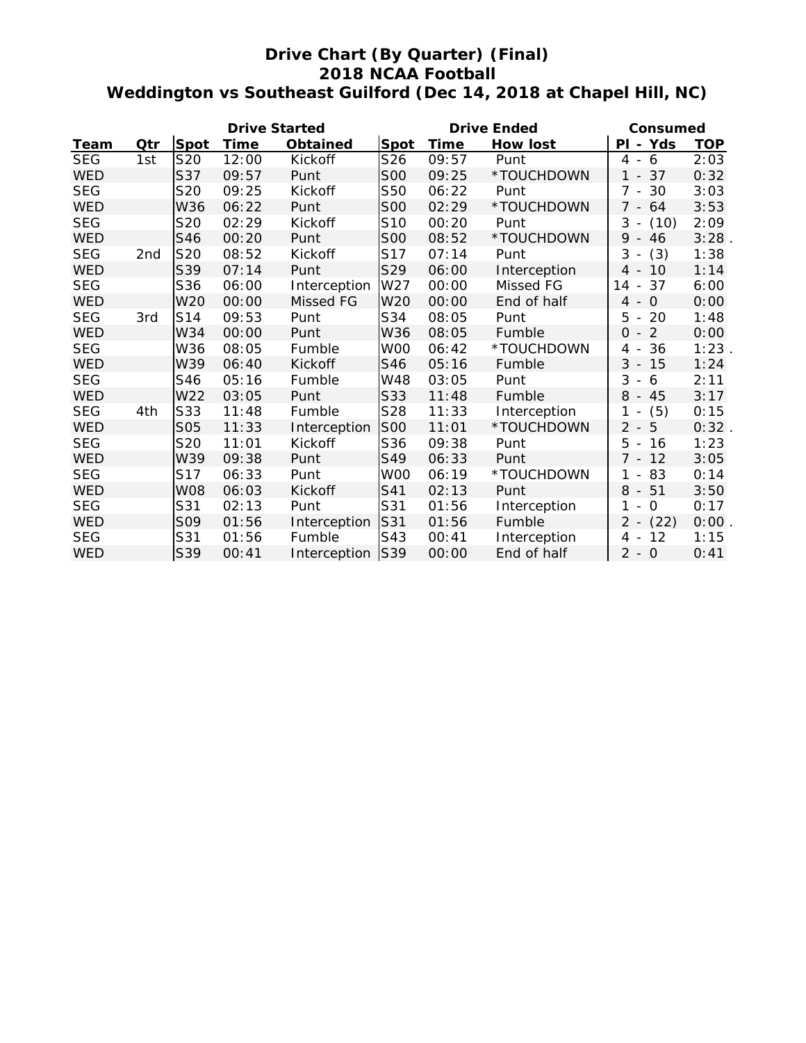# Drive Chart (By Quarter) (Final)
## 2018 NCAA Football
## Weddington vs Southeast Guilford (Dec 14, 2018 at Chapel Hill, NC)

| | | Drive Started | | | Drive Ended | | | Consumed | |
|---|---|---|---|---|---|---|---|---|---|
| **Team** | **Qtr** | **Spot** | **Time** | **Obtained** | **Spot** | **Time** | **How lost** | **Pl - Yds** | **TOP** |
| SEG | 1st | S20 | 12:00 | Kickoff | S26 | 09:57 | Punt | 4 - 6 | 2:03 |
| WED | | S37 | 09:57 | Punt | S00 | 09:25 | *TOUCHDOWN | 1 - 37 | 0:32 |
| SEG | | S20 | 09:25 | Kickoff | S50 | 06:22 | Punt | 7 - 30 | 3:03 |
| WED | | W36 | 06:22 | Punt | S00 | 02:29 | *TOUCHDOWN | 7 - 64 | 3:53 |
| SEG | | S20 | 02:29 | Kickoff | S10 | 00:20 | Punt | 3 - (10) | 2:09 |
| WED | | S46 | 00:20 | Punt | S00 | 08:52 | *TOUCHDOWN | 9 - 46 | 3:28 . |
| SEG | 2nd | S20 | 08:52 | Kickoff | S17 | 07:14 | Punt | 3 - (3) | 1:38 |
| WED | | S39 | 07:14 | Punt | S29 | 06:00 | Interception | 4 - 10 | 1:14 |
| SEG | | S36 | 06:00 | Interception | W27 | 00:00 | Missed FG | 14 - 37 | 6:00 |
| WED | | W20 | 00:00 | Missed FG | W20 | 00:00 | End of half | 4 - 0 | 0:00 |
| SEG | 3rd | S14 | 09:53 | Punt | S34 | 08:05 | Punt | 5 - 20 | 1:48 |
| WED | | W34 | 00:00 | Punt | W36 | 08:05 | Fumble | 0 - 2 | 0:00 |
| SEG | | W36 | 08:05 | Fumble | W00 | 06:42 | *TOUCHDOWN | 4 - 36 | 1:23 . |
| WED | | W39 | 06:40 | Kickoff | S46 | 05:16 | Fumble | 3 - 15 | 1:24 |
| SEG | | S46 | 05:16 | Fumble | W48 | 03:05 | Punt | 3 - 6 | 2:11 |
| WED | | W22 | 03:05 | Punt | S33 | 11:48 | Fumble | 8 - 45 | 3:17 |
| SEG | 4th | S33 | 11:48 | Fumble | S28 | 11:33 | Interception | 1 - (5) | 0:15 |
| WED | | S05 | 11:33 | Interception | S00 | 11:01 | *TOUCHDOWN | 2 - 5 | 0:32 . |
| SEG | | S20 | 11:01 | Kickoff | S36 | 09:38 | Punt | 5 - 16 | 1:23 |
| WED | | W39 | 09:38 | Punt | S49 | 06:33 | Punt | 7 - 12 | 3:05 |
| SEG | | S17 | 06:33 | Punt | W00 | 06:19 | *TOUCHDOWN | 1 - 83 | 0:14 |
| WED | | W08 | 06:03 | Kickoff | S41 | 02:13 | Punt | 8 - 51 | 3:50 |
| SEG | | S31 | 02:13 | Punt | S31 | 01:56 | Interception | 1 - 0 | 0:17 |
| WED | | S09 | 01:56 | Interception | S31 | 01:56 | Fumble | 2 - (22) | 0:00 . |
| SEG | | S31 | 01:56 | Fumble | S43 | 00:41 | Interception | 4 - 12 | 1:15 |
| WED | | S39 | 00:41 | Interception | S39 | 00:00 | End of half | 2 - 0 | 0:41 |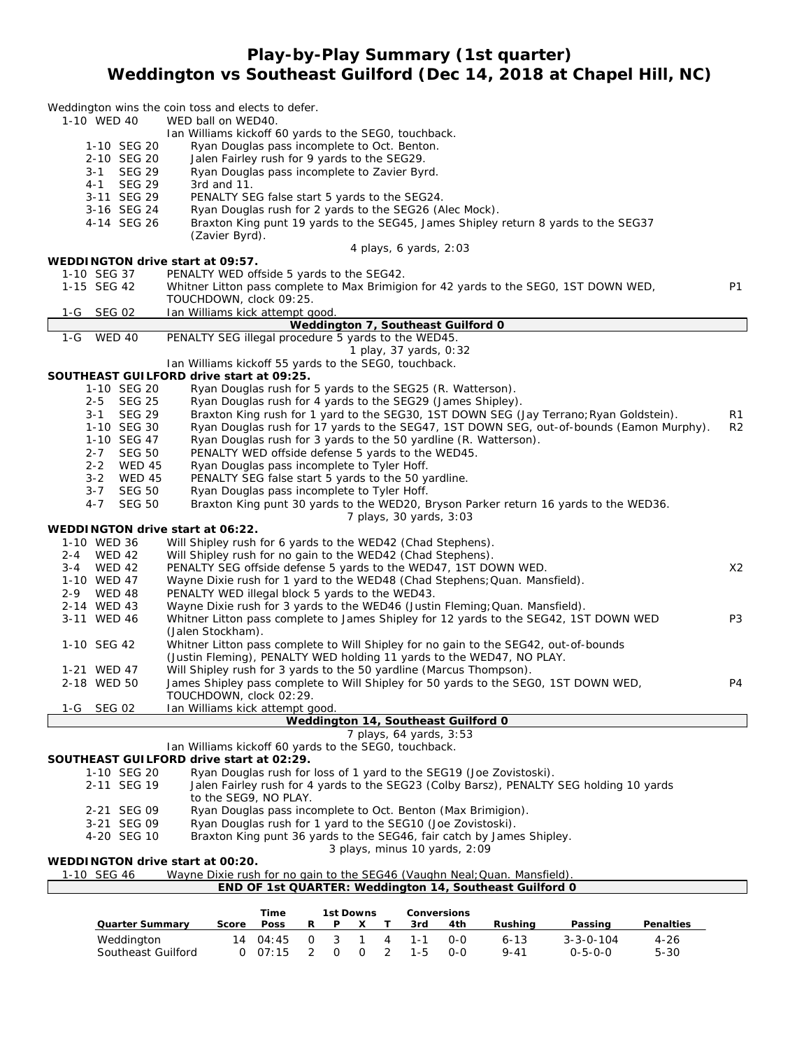# Play-by-Play Summary (1st quarter)
## Weddington vs Southeast Guilford (Dec 14, 2018 at Chapel Hill, NC)

Weddington wins the coin toss and elects to defer.

1-10 WED 40 — WED ball on WED40.
Ian Williams kickoff 60 yards to the SEG0, touchback.

1-10 SEG 20 — Ryan Douglas pass incomplete to Oct. Benton.
2-10 SEG 20 — Jalen Fairley rush for 9 yards to the SEG29.
3-1 SEG 29 — Ryan Douglas pass incomplete to Zavier Byrd.
4-1 SEG 29 — 3rd and 11.
3-11 SEG 29 — PENALTY SEG false start 5 yards to the SEG24.
3-16 SEG 24 — Ryan Douglas rush for 2 yards to the SEG26 (Alec Mock).
4-14 SEG 26 — Braxton King punt 19 yards to the SEG45, James Shipley return 8 yards to the SEG37 (Zavier Byrd).

4 plays, 6 yards, 2:03

**WEDDINGTON drive start at 09:57.**

1-10 SEG 37 — PENALTY WED offside 5 yards to the SEG42.
1-15 SEG 42 — Whitner Litton pass complete to Max Brimigion for 42 yards to the SEG0, 1ST DOWN WED, TOUCHDOWN, clock 09:25. P1
1-G SEG 02 — Ian Williams kick attempt good.

**Weddington 7, Southeast Guilford 0**

1-G WED 40 — PENALTY SEG illegal procedure 5 yards to the WED45.

1 play, 37 yards, 0:32

Ian Williams kickoff 55 yards to the SEG0, touchback.

**SOUTHEAST GUILFORD drive start at 09:25.**

1-10 SEG 20 — Ryan Douglas rush for 5 yards to the SEG25 (R. Watterson).
2-5 SEG 25 — Ryan Douglas rush for 4 yards to the SEG29 (James Shipley).
3-1 SEG 29 — Braxton King rush for 1 yard to the SEG30, 1ST DOWN SEG (Jay Terrano;Ryan Goldstein). R1
1-10 SEG 30 — Ryan Douglas rush for 17 yards to the SEG47, 1ST DOWN SEG, out-of-bounds (Eamon Murphy). R2
1-10 SEG 47 — Ryan Douglas rush for 3 yards to the 50 yardline (R. Watterson).
2-7 SEG 50 — PENALTY WED offside defense 5 yards to the WED45.
2-2 WED 45 — Ryan Douglas pass incomplete to Tyler Hoff.
3-2 WED 45 — PENALTY SEG false start 5 yards to the 50 yardline.
3-7 SEG 50 — Ryan Douglas pass incomplete to Tyler Hoff.
4-7 SEG 50 — Braxton King punt 30 yards to the WED20, Bryson Parker return 16 yards to the WED36.

7 plays, 30 yards, 3:03

**WEDDINGTON drive start at 06:22.**

1-10 WED 36 — Will Shipley rush for 6 yards to the WED42 (Chad Stephens).
2-4 WED 42 — Will Shipley rush for no gain to the WED42 (Chad Stephens).
3-4 WED 42 — PENALTY SEG offside defense 5 yards to the WED47, 1ST DOWN WED. X2
1-10 WED 47 — Wayne Dixie rush for 1 yard to the WED48 (Chad Stephens;Quan. Mansfield).
2-9 WED 48 — PENALTY WED illegal block 5 yards to the WED43.
2-14 WED 43 — Wayne Dixie rush for 3 yards to the WED46 (Justin Fleming;Quan. Mansfield).
3-11 WED 46 — Whitner Litton pass complete to James Shipley for 12 yards to the SEG42, 1ST DOWN WED (Jalen Stockham). P3
1-10 SEG 42 — Whitner Litton pass complete to Will Shipley for no gain to the SEG42, out-of-bounds (Justin Fleming), PENALTY WED holding 11 yards to the WED47, NO PLAY.
1-21 WED 47 — Will Shipley rush for 3 yards to the 50 yardline (Marcus Thompson).
2-18 WED 50 — James Shipley pass complete to Will Shipley for 50 yards to the SEG0, 1ST DOWN WED, TOUCHDOWN, clock 02:29. P4
1-G SEG 02 — Ian Williams kick attempt good.

**Weddington 14, Southeast Guilford 0**

7 plays, 64 yards, 3:53

Ian Williams kickoff 60 yards to the SEG0, touchback.

**SOUTHEAST GUILFORD drive start at 02:29.**

1-10 SEG 20 — Ryan Douglas rush for loss of 1 yard to the SEG19 (Joe Zovistoski).
2-11 SEG 19 — Jalen Fairley rush for 4 yards to the SEG23 (Colby Barsz), PENALTY SEG holding 10 yards to the SEG9, NO PLAY.
2-21 SEG 09 — Ryan Douglas pass incomplete to Oct. Benton (Max Brimigion).
3-21 SEG 09 — Ryan Douglas rush for 1 yard to the SEG10 (Joe Zovistoski).
4-20 SEG 10 — Braxton King punt 36 yards to the SEG46, fair catch by James Shipley.

3 plays, minus 10 yards, 2:09

**WEDDINGTON drive start at 00:20.**

1-10 SEG 46 — Wayne Dixie rush for no gain to the SEG46 (Vaughn Neal;Quan. Mansfield).

**END OF 1st QUARTER: Weddington 14, Southeast Guilford 0**

| Quarter Summary | Score | Time Poss | 1st Downs R | P | X | T | Conversions 3rd | 4th | Rushing | Passing | Penalties |
|---|---|---|---|---|---|---|---|---|---|---|---|
| Weddington | 14 | 04:45 | 0 | 3 | 1 | 4 | 1-1 | 0-0 | 6-13 | 3-3-0-104 | 4-26 |
| Southeast Guilford | 0 | 07:15 | 2 | 0 | 0 | 2 | 1-5 | 0-0 | 9-41 | 0-5-0-0 | 5-30 |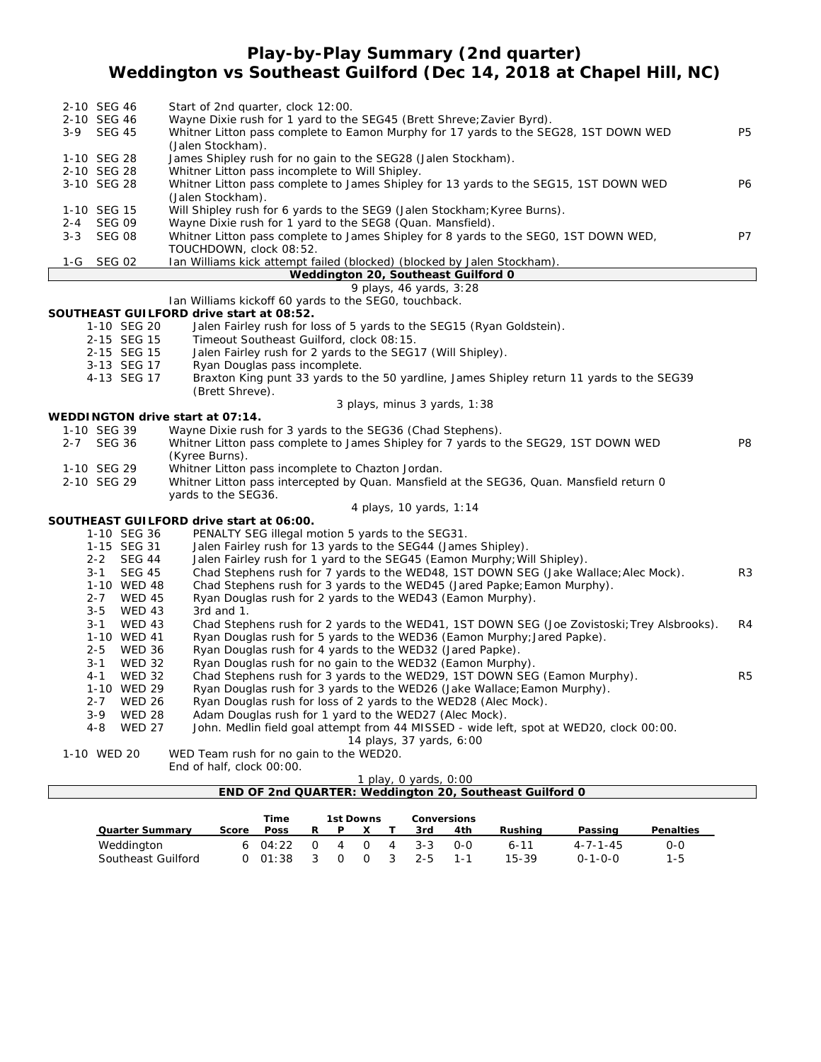# Play-by-Play Summary (2nd quarter)
## Weddington vs Southeast Guilford (Dec 14, 2018 at Chapel Hill, NC)

| Down | Play | |
|---|---|---|
| 2-10 SEG 46 | Start of 2nd quarter, clock 12:00. | |
| 2-10 SEG 46 | Wayne Dixie rush for 1 yard to the SEG45 (Brett Shreve;Zavier Byrd). | |
| 3-9 SEG 45 | Whitner Litton pass complete to Eamon Murphy for 17 yards to the SEG28, 1ST DOWN WED (Jalen Stockham). | P5 |
| 1-10 SEG 28 | James Shipley rush for no gain to the SEG28 (Jalen Stockham). | |
| 2-10 SEG 28 | Whitner Litton pass incomplete to Will Shipley. | |
| 3-10 SEG 28 | Whitner Litton pass complete to James Shipley for 13 yards to the SEG15, 1ST DOWN WED (Jalen Stockham). | P6 |
| 1-10 SEG 15 | Will Shipley rush for 6 yards to the SEG9 (Jalen Stockham;Kyree Burns). | |
| 2-4 SEG 09 | Wayne Dixie rush for 1 yard to the SEG8 (Quan. Mansfield). | |
| 3-3 SEG 08 | Whitner Litton pass complete to James Shipley for 8 yards to the SEG0, 1ST DOWN WED, TOUCHDOWN, clock 08:52. | P7 |
| 1-G SEG 02 | Ian Williams kick attempt failed (blocked) (blocked by Jalen Stockham). | |

**Weddington 20, Southeast Guilford 0**

9 plays, 46 yards, 3:28

Ian Williams kickoff 60 yards to the SEG0, touchback.

**SOUTHEAST GUILFORD drive start at 08:52.**

| Down | Play | |
|---|---|---|
| 1-10 SEG 20 | Jalen Fairley rush for loss of 5 yards to the SEG15 (Ryan Goldstein). | |
| 2-15 SEG 15 | Timeout Southeast Guilford, clock 08:15. | |
| 2-15 SEG 15 | Jalen Fairley rush for 2 yards to the SEG17 (Will Shipley). | |
| 3-13 SEG 17 | Ryan Douglas pass incomplete. | |
| 4-13 SEG 17 | Braxton King punt 33 yards to the 50 yardline, James Shipley return 11 yards to the SEG39 (Brett Shreve). | |

3 plays, minus 3 yards, 1:38

**WEDDINGTON drive start at 07:14.**

| Down | Play | |
|---|---|---|
| 1-10 SEG 39 | Wayne Dixie rush for 3 yards to the SEG36 (Chad Stephens). | |
| 2-7 SEG 36 | Whitner Litton pass complete to James Shipley for 7 yards to the SEG29, 1ST DOWN WED (Kyree Burns). | P8 |
| 1-10 SEG 29 | Whitner Litton pass incomplete to Chazton Jordan. | |
| 2-10 SEG 29 | Whitner Litton pass intercepted by Quan. Mansfield at the SEG36, Quan. Mansfield return 0 yards to the SEG36. | |

4 plays, 10 yards, 1:14

**SOUTHEAST GUILFORD drive start at 06:00.**

| Down | Play | |
|---|---|---|
| 1-10 SEG 36 | PENALTY SEG illegal motion 5 yards to the SEG31. | |
| 1-15 SEG 31 | Jalen Fairley rush for 13 yards to the SEG44 (James Shipley). | |
| 2-2 SEG 44 | Jalen Fairley rush for 1 yard to the SEG45 (Eamon Murphy;Will Shipley). | |
| 3-1 SEG 45 | Chad Stephens rush for 7 yards to the WED48, 1ST DOWN SEG (Jake Wallace;Alec Mock). | R3 |
| 1-10 WED 48 | Chad Stephens rush for 3 yards to the WED45 (Jared Papke;Eamon Murphy). | |
| 2-7 WED 45 | Ryan Douglas rush for 2 yards to the WED43 (Eamon Murphy). | |
| 3-5 WED 43 | 3rd and 1. | |
| 3-1 WED 43 | Chad Stephens rush for 2 yards to the WED41, 1ST DOWN SEG (Joe Zovistoski;Trey Alsbrooks). | R4 |
| 1-10 WED 41 | Ryan Douglas rush for 5 yards to the WED36 (Eamon Murphy;Jared Papke). | |
| 2-5 WED 36 | Ryan Douglas rush for 4 yards to the WED32 (Jared Papke). | |
| 3-1 WED 32 | Ryan Douglas rush for no gain to the WED32 (Eamon Murphy). | |
| 4-1 WED 32 | Chad Stephens rush for 3 yards to the WED29, 1ST DOWN SEG (Eamon Murphy). | R5 |
| 1-10 WED 29 | Ryan Douglas rush for 3 yards to the WED26 (Jake Wallace;Eamon Murphy). | |
| 2-7 WED 26 | Ryan Douglas rush for loss of 2 yards to the WED28 (Alec Mock). | |
| 3-9 WED 28 | Adam Douglas rush for 1 yard to the WED27 (Alec Mock). | |
| 4-8 WED 27 | John. Medlin field goal attempt from 44 MISSED - wide left, spot at WED20, clock 00:00. | |

14 plays, 37 yards, 6:00

| Down | Play |
|---|---|
| 1-10 WED 20 | WED Team rush for no gain to the WED20. |
| | End of half, clock 00:00. |

1 play, 0 yards, 0:00

**END OF 2nd QUARTER: Weddington 20, Southeast Guilford 0**

| Quarter Summary | Score | Time Poss | 1st Downs R | P | X | T | Conversions 3rd | 4th | Rushing | Passing | Penalties |
|---|---|---|---|---|---|---|---|---|---|---|---|
| Weddington | 6 | 04:22 | 0 | 4 | 0 | 4 | 3-3 | 0-0 | 6-11 | 4-7-1-45 | 0-0 |
| Southeast Guilford | 0 | 01:38 | 3 | 0 | 0 | 3 | 2-5 | 1-1 | 15-39 | 0-1-0-0 | 1-5 |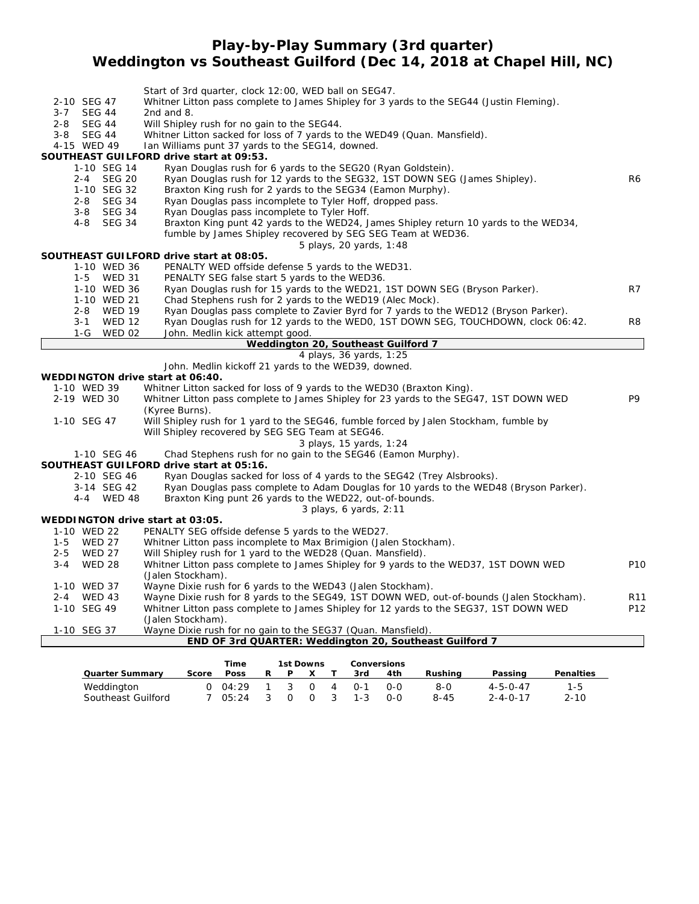# Play-by-Play Summary (3rd quarter)
## Weddington vs Southeast Guilford (Dec 14, 2018 at Chapel Hill, NC)

Start of 3rd quarter, clock 12:00, WED ball on SEG47.

| Down | Spot | Play | |
|---|---|---|---|
| 2-10 | SEG 47 | Whitner Litton pass complete to James Shipley for 3 yards to the SEG44 (Justin Fleming). | |
| 3-7 | SEG 44 | 2nd and 8. | |
| 2-8 | SEG 44 | Will Shipley rush for no gain to the SEG44. | |
| 3-8 | SEG 44 | Whitner Litton sacked for loss of 7 yards to the WED49 (Quan. Mansfield). | |
| 4-15 | WED 49 | Ian Williams punt 37 yards to the SEG14, downed. | |

**SOUTHEAST GUILFORD drive start at 09:53.**

| Down | Spot | Play | |
|---|---|---|---|
| 1-10 | SEG 14 | Ryan Douglas rush for 6 yards to the SEG20 (Ryan Goldstein). | |
| 2-4 | SEG 20 | Ryan Douglas rush for 12 yards to the SEG32, 1ST DOWN SEG (James Shipley). | R6 |
| 1-10 | SEG 32 | Braxton King rush for 2 yards to the SEG34 (Eamon Murphy). | |
| 2-8 | SEG 34 | Ryan Douglas pass incomplete to Tyler Hoff, dropped pass. | |
| 3-8 | SEG 34 | Ryan Douglas pass incomplete to Tyler Hoff. | |
| 4-8 | SEG 34 | Braxton King punt 42 yards to the WED24, James Shipley return 10 yards to the WED34, fumble by James Shipley recovered by SEG SEG Team at WED36. | |

5 plays, 20 yards, 1:48

**SOUTHEAST GUILFORD drive start at 08:05.**

| Down | Spot | Play | |
|---|---|---|---|
| 1-10 | WED 36 | PENALTY WED offside defense 5 yards to the WED31. | |
| 1-5 | WED 31 | PENALTY SEG false start 5 yards to the WED36. | |
| 1-10 | WED 36 | Ryan Douglas rush for 15 yards to the WED21, 1ST DOWN SEG (Bryson Parker). | R7 |
| 1-10 | WED 21 | Chad Stephens rush for 2 yards to the WED19 (Alec Mock). | |
| 2-8 | WED 19 | Ryan Douglas pass complete to Zavier Byrd for 7 yards to the WED12 (Bryson Parker). | |
| 3-1 | WED 12 | Ryan Douglas rush for 12 yards to the WED0, 1ST DOWN SEG, TOUCHDOWN, clock 06:42. | R8 |
| 1-G | WED 02 | John. Medlin kick attempt good. | |

**Weddington 20, Southeast Guilford 7**

4 plays, 36 yards, 1:25

John. Medlin kickoff 21 yards to the WED39, downed.

**WEDDINGTON drive start at 06:40.**

| Down | Spot | Play | |
|---|---|---|---|
| 1-10 | WED 39 | Whitner Litton sacked for loss of 9 yards to the WED30 (Braxton King). | |
| 2-19 | WED 30 | Whitner Litton pass complete to James Shipley for 23 yards to the SEG47, 1ST DOWN WED (Kyree Burns). | P9 |
| 1-10 | SEG 47 | Will Shipley rush for 1 yard to the SEG46, fumble forced by Jalen Stockham, fumble by Will Shipley recovered by SEG SEG Team at SEG46. | |

3 plays, 15 yards, 1:24

| Down | Spot | Play | |
|---|---|---|---|
| 1-10 | SEG 46 | Chad Stephens rush for no gain to the SEG46 (Eamon Murphy). | |

**SOUTHEAST GUILFORD drive start at 05:16.**

| Down | Spot | Play | |
|---|---|---|---|
| 2-10 | SEG 46 | Ryan Douglas sacked for loss of 4 yards to the SEG42 (Trey Alsbrooks). | |
| 3-14 | SEG 42 | Ryan Douglas pass complete to Adam Douglas for 10 yards to the WED48 (Bryson Parker). | |
| 4-4 | WED 48 | Braxton King punt 26 yards to the WED22, out-of-bounds. | |

3 plays, 6 yards, 2:11

**WEDDINGTON drive start at 03:05.**

| Down | Spot | Play | |
|---|---|---|---|
| 1-10 | WED 22 | PENALTY SEG offside defense 5 yards to the WED27. | |
| 1-5 | WED 27 | Whitner Litton pass incomplete to Max Brimigion (Jalen Stockham). | |
| 2-5 | WED 27 | Will Shipley rush for 1 yard to the WED28 (Quan. Mansfield). | |
| 3-4 | WED 28 | Whitner Litton pass complete to James Shipley for 9 yards to the WED37, 1ST DOWN WED (Jalen Stockham). | P10 |
| 1-10 | WED 37 | Wayne Dixie rush for 6 yards to the WED43 (Jalen Stockham). | |
| 2-4 | WED 43 | Wayne Dixie rush for 8 yards to the SEG49, 1ST DOWN WED, out-of-bounds (Jalen Stockham). | R11 |
| 1-10 | SEG 49 | Whitner Litton pass complete to James Shipley for 12 yards to the SEG37, 1ST DOWN WED (Jalen Stockham). | P12 |
| 1-10 | SEG 37 | Wayne Dixie rush for no gain to the SEG37 (Quan. Mansfield). | |

**END OF 3rd QUARTER: Weddington 20, Southeast Guilford 7**

| Quarter Summary | Score | Time Poss | 1st Downs R | P | X | T | Conversions 3rd | 4th | Rushing | Passing | Penalties |
|---|---|---|---|---|---|---|---|---|---|---|---|
| Weddington | 0 | 04:29 | 1 | 3 | 0 | 4 | 0-1 | 0-0 | 8-0 | 4-5-0-47 | 1-5 |
| Southeast Guilford | 7 | 05:24 | 3 | 0 | 0 | 3 | 1-3 | 0-0 | 8-45 | 2-4-0-17 | 2-10 |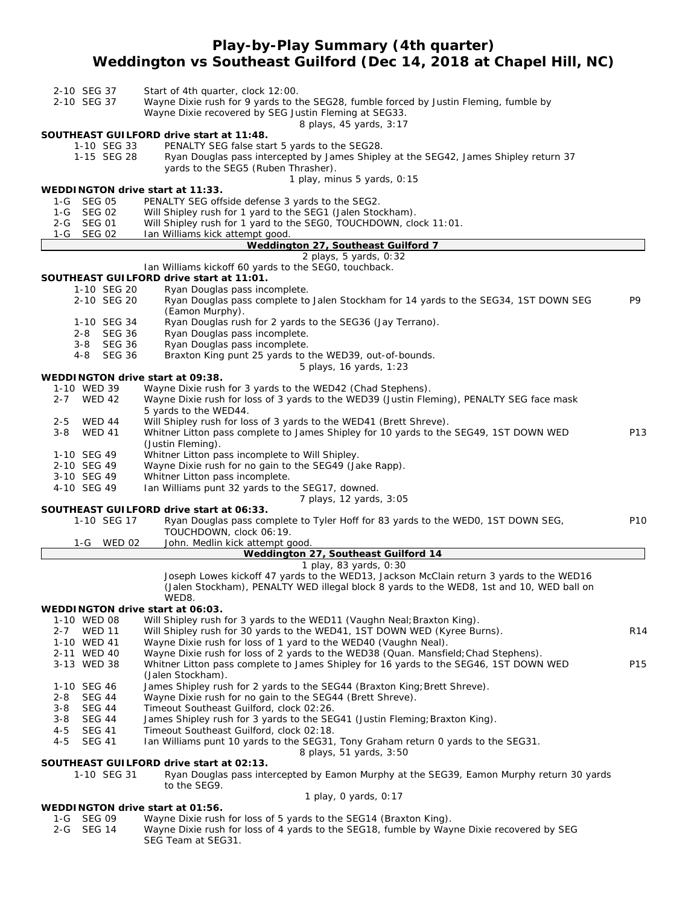# Play-by-Play Summary (4th quarter)
## Weddington vs Southeast Guilford (Dec 14, 2018 at Chapel Hill, NC)

2-10 SEG 37 — Start of 4th quarter, clock 12:00.
2-10 SEG 37 — Wayne Dixie rush for 9 yards to the SEG28, fumble forced by Justin Fleming, fumble by Wayne Dixie recovered by SEG Justin Fleming at SEG33.

8 plays, 45 yards, 3:17

**SOUTHEAST GUILFORD drive start at 11:48.**

1-10 SEG 33 — PENALTY SEG false start 5 yards to the SEG28.
1-15 SEG 28 — Ryan Douglas pass intercepted by James Shipley at the SEG42, James Shipley return 37 yards to the SEG5 (Ruben Thrasher).

1 play, minus 5 yards, 0:15

**WEDDINGTON drive start at 11:33.**

1-G SEG 05 — PENALTY SEG offside defense 3 yards to the SEG2.
1-G SEG 02 — Will Shipley rush for 1 yard to the SEG1 (Jalen Stockham).
2-G SEG 01 — Will Shipley rush for 1 yard to the SEG0, TOUCHDOWN, clock 11:01.
1-G SEG 02 — Ian Williams kick attempt good.

**Weddington 27, Southeast Guilford 7**

2 plays, 5 yards, 0:32

Ian Williams kickoff 60 yards to the SEG0, touchback.

**SOUTHEAST GUILFORD drive start at 11:01.**

1-10 SEG 20 — Ryan Douglas pass incomplete.
2-10 SEG 20 — Ryan Douglas pass complete to Jalen Stockham for 14 yards to the SEG34, 1ST DOWN SEG (Eamon Murphy). — P9
1-10 SEG 34 — Ryan Douglas rush for 2 yards to the SEG36 (Jay Terrano).
2-8 SEG 36 — Ryan Douglas pass incomplete.
3-8 SEG 36 — Ryan Douglas pass incomplete.
4-8 SEG 36 — Braxton King punt 25 yards to the WED39, out-of-bounds.

5 plays, 16 yards, 1:23

**WEDDINGTON drive start at 09:38.**

1-10 WED 39 — Wayne Dixie rush for 3 yards to the WED42 (Chad Stephens).
2-7 WED 42 — Wayne Dixie rush for loss of 3 yards to the WED39 (Justin Fleming), PENALTY SEG face mask 5 yards to the WED44.
2-5 WED 44 — Will Shipley rush for loss of 3 yards to the WED41 (Brett Shreve).
3-8 WED 41 — Whitner Litton pass complete to James Shipley for 10 yards to the SEG49, 1ST DOWN WED (Justin Fleming). — P13
1-10 SEG 49 — Whitner Litton pass incomplete to Will Shipley.
2-10 SEG 49 — Wayne Dixie rush for no gain to the SEG49 (Jake Rapp).
3-10 SEG 49 — Whitner Litton pass incomplete.
4-10 SEG 49 — Ian Williams punt 32 yards to the SEG17, downed.

7 plays, 12 yards, 3:05

**SOUTHEAST GUILFORD drive start at 06:33.**

1-10 SEG 17 — Ryan Douglas pass complete to Tyler Hoff for 83 yards to the WED0, 1ST DOWN SEG, TOUCHDOWN, clock 06:19. — P10
1-G WED 02 — John. Medlin kick attempt good.

**Weddington 27, Southeast Guilford 14**

1 play, 83 yards, 0:30

Joseph Lowes kickoff 47 yards to the WED13, Jackson McClain return 3 yards to the WED16 (Jalen Stockham), PENALTY WED illegal block 8 yards to the WED8, 1st and 10, WED ball on WED8.

**WEDDINGTON drive start at 06:03.**

1-10 WED 08 — Will Shipley rush for 3 yards to the WED11 (Vaughn Neal;Braxton King).
2-7 WED 11 — Will Shipley rush for 30 yards to the WED41, 1ST DOWN WED (Kyree Burns). — R14
1-10 WED 41 — Wayne Dixie rush for loss of 1 yard to the WED40 (Vaughn Neal).
2-11 WED 40 — Wayne Dixie rush for loss of 2 yards to the WED38 (Quan. Mansfield;Chad Stephens).
3-13 WED 38 — Whitner Litton pass complete to James Shipley for 16 yards to the SEG46, 1ST DOWN WED (Jalen Stockham). — P15
1-10 SEG 46 — James Shipley rush for 2 yards to the SEG44 (Braxton King;Brett Shreve).
2-8 SEG 44 — Wayne Dixie rush for no gain to the SEG44 (Brett Shreve).
3-8 SEG 44 — Timeout Southeast Guilford, clock 02:26.
3-8 SEG 44 — James Shipley rush for 3 yards to the SEG41 (Justin Fleming;Braxton King).
4-5 SEG 41 — Timeout Southeast Guilford, clock 02:18.
4-5 SEG 41 — Ian Williams punt 10 yards to the SEG31, Tony Graham return 0 yards to the SEG31.

8 plays, 51 yards, 3:50

**SOUTHEAST GUILFORD drive start at 02:13.**

1-10 SEG 31 — Ryan Douglas pass intercepted by Eamon Murphy at the SEG39, Eamon Murphy return 30 yards to the SEG9.

1 play, 0 yards, 0:17

**WEDDINGTON drive start at 01:56.**

1-G SEG 09 — Wayne Dixie rush for loss of 5 yards to the SEG14 (Braxton King).
2-G SEG 14 — Wayne Dixie rush for loss of 4 yards to the SEG18, fumble by Wayne Dixie recovered by SEG SEG Team at SEG31.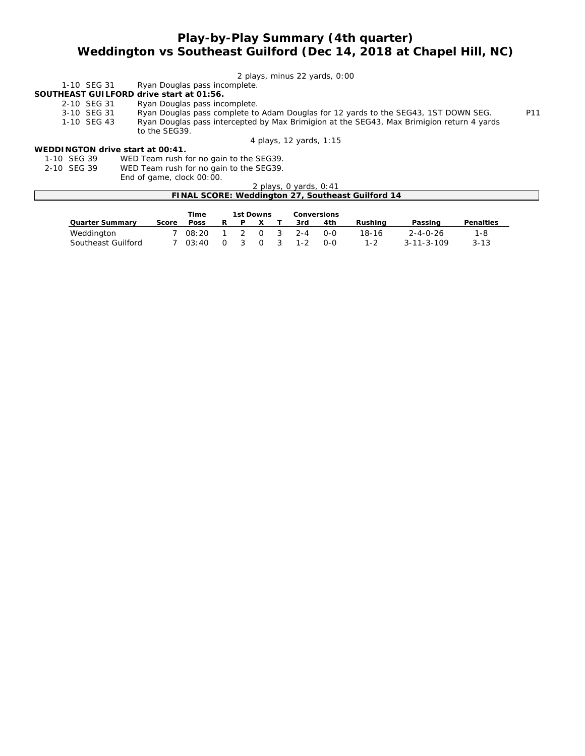# Play-by-Play Summary (4th quarter)
## Weddington vs Southeast Guilford (Dec 14, 2018 at Chapel Hill, NC)

2 plays, minus 22 yards, 0:00

| | | |
|---|---|---|
| 1-10 SEG 31 | Ryan Douglas pass incomplete. | |

**SOUTHEAST GUILFORD drive start at 01:56.**

| | | |
|---|---|---|
| 2-10 SEG 31 | Ryan Douglas pass incomplete. | |
| 3-10 SEG 31 | Ryan Douglas pass complete to Adam Douglas for 12 yards to the SEG43, 1ST DOWN SEG. | P11 |
| 1-10 SEG 43 | Ryan Douglas pass intercepted by Max Brimigion at the SEG43, Max Brimigion return 4 yards to the SEG39. | |

4 plays, 12 yards, 1:15

**WEDDINGTON drive start at 00:41.**

| | |
|---|---|
| 1-10 SEG 39 | WED Team rush for no gain to the SEG39. |
| 2-10 SEG 39 | WED Team rush for no gain to the SEG39. |
| | End of game, clock 00:00. |

2 plays, 0 yards, 0:41

**FINAL SCORE: Weddington 27, Southeast Guilford 14**

| | | Time | 1st Downs | | | | Conversions | | | | |
|---|---|---|---|---|---|---|---|---|---|---|---|
| Quarter Summary | Score | Poss | R | P | X | T | 3rd | 4th | Rushing | Passing | Penalties |
| Weddington | 7 | 08:20 | 1 | 2 | 0 | 3 | 2-4 | 0-0 | 18-16 | 2-4-0-26 | 1-8 |
| Southeast Guilford | 7 | 03:40 | 0 | 3 | 0 | 3 | 1-2 | 0-0 | 1-2 | 3-11-3-109 | 3-13 |